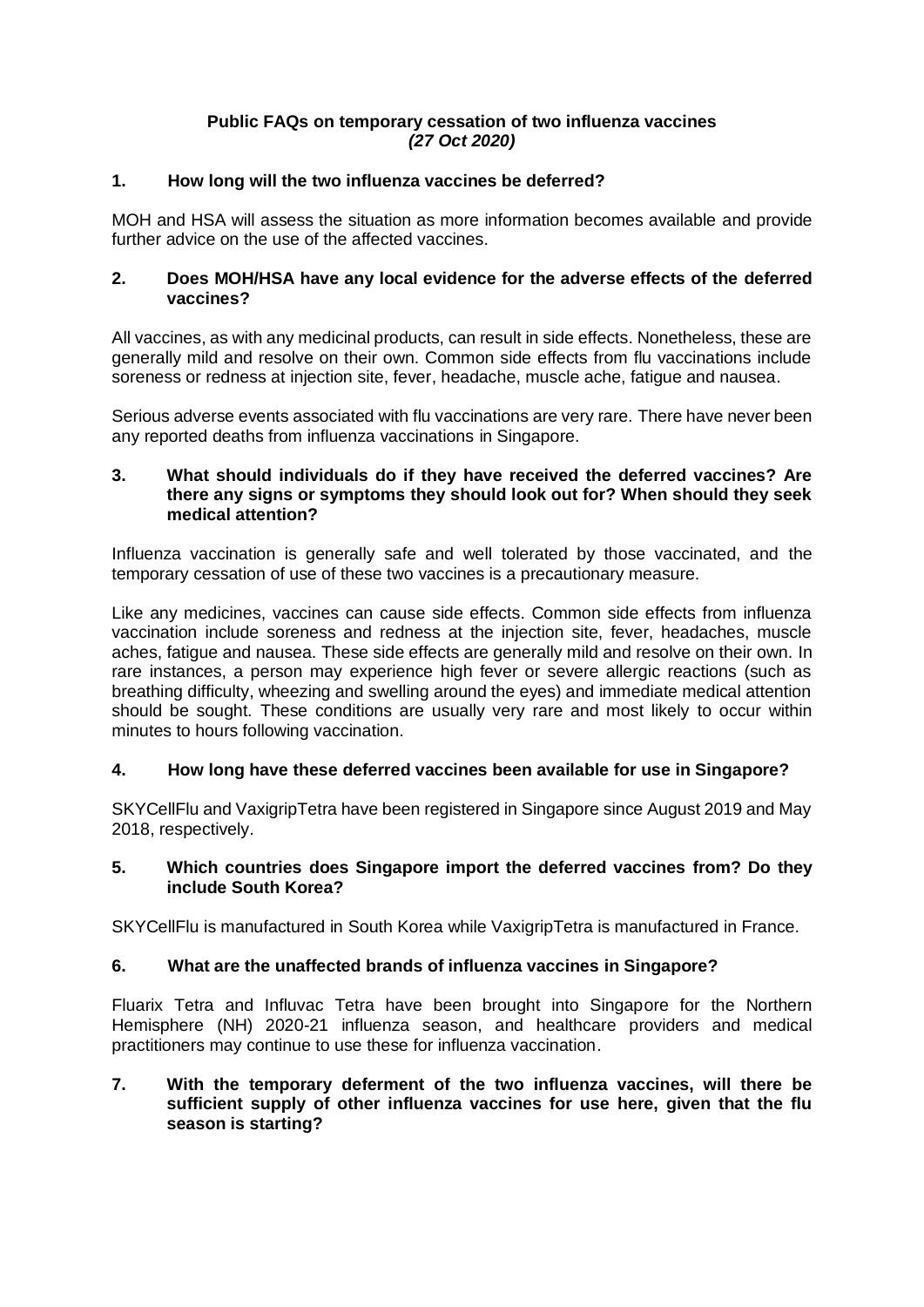**Public FAQs on temporary cessation of two influenza vaccines**
***(27 Oct 2020)***

**1. How long will the two influenza vaccines be deferred?**

MOH and HSA will assess the situation as more information becomes available and provide further advice on the use of the affected vaccines.

**2. Does MOH/HSA have any local evidence for the adverse effects of the deferred vaccines?**

All vaccines, as with any medicinal products, can result in side effects. Nonetheless, these are generally mild and resolve on their own. Common side effects from flu vaccinations include soreness or redness at injection site, fever, headache, muscle ache, fatigue and nausea.

Serious adverse events associated with flu vaccinations are very rare. There have never been any reported deaths from influenza vaccinations in Singapore.

**3. What should individuals do if they have received the deferred vaccines? Are there any signs or symptoms they should look out for? When should they seek medical attention?**

Influenza vaccination is generally safe and well tolerated by those vaccinated, and the temporary cessation of use of these two vaccines is a precautionary measure.

Like any medicines, vaccines can cause side effects. Common side effects from influenza vaccination include soreness and redness at the injection site, fever, headaches, muscle aches, fatigue and nausea. These side effects are generally mild and resolve on their own. In rare instances, a person may experience high fever or severe allergic reactions (such as breathing difficulty, wheezing and swelling around the eyes) and immediate medical attention should be sought. These conditions are usually very rare and most likely to occur within minutes to hours following vaccination.

**4. How long have these deferred vaccines been available for use in Singapore?**

SKYCellFlu and VaxigripTetra have been registered in Singapore since August 2019 and May 2018, respectively.

**5. Which countries does Singapore import the deferred vaccines from? Do they include South Korea?**

SKYCellFlu is manufactured in South Korea while VaxigripTetra is manufactured in France.

**6. What are the unaffected brands of influenza vaccines in Singapore?**

Fluarix Tetra and Influvac Tetra have been brought into Singapore for the Northern Hemisphere (NH) 2020-21 influenza season, and healthcare providers and medical practitioners may continue to use these for influenza vaccination.

**7. With the temporary deferment of the two influenza vaccines, will there be sufficient supply of other influenza vaccines for use here, given that the flu season is starting?**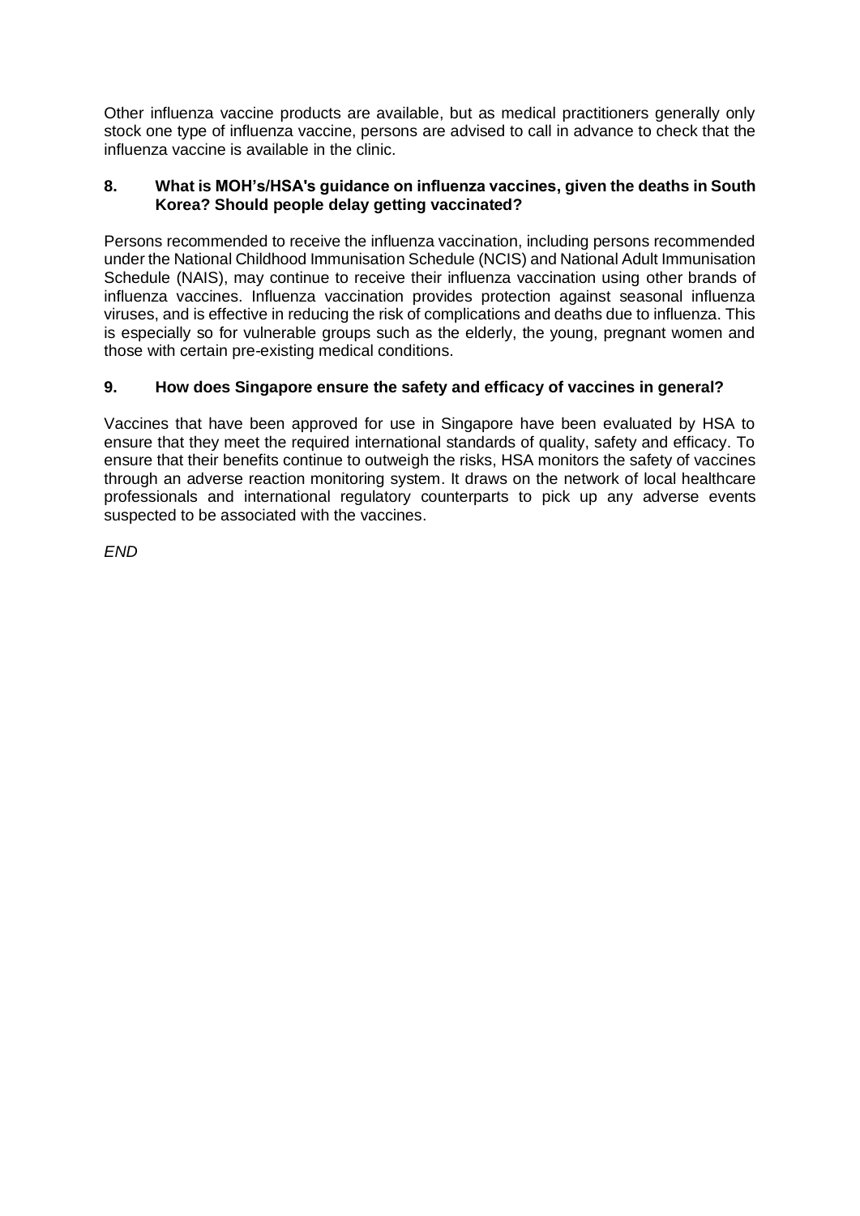Other influenza vaccine products are available, but as medical practitioners generally only stock one type of influenza vaccine, persons are advised to call in advance to check that the influenza vaccine is available in the clinic.

**8. What is MOH's/HSA's guidance on influenza vaccines, given the deaths in South Korea? Should people delay getting vaccinated?**

Persons recommended to receive the influenza vaccination, including persons recommended under the National Childhood Immunisation Schedule (NCIS) and National Adult Immunisation Schedule (NAIS), may continue to receive their influenza vaccination using other brands of influenza vaccines. Influenza vaccination provides protection against seasonal influenza viruses, and is effective in reducing the risk of complications and deaths due to influenza. This is especially so for vulnerable groups such as the elderly, the young, pregnant women and those with certain pre-existing medical conditions.

**9. How does Singapore ensure the safety and efficacy of vaccines in general?**

Vaccines that have been approved for use in Singapore have been evaluated by HSA to ensure that they meet the required international standards of quality, safety and efficacy. To ensure that their benefits continue to outweigh the risks, HSA monitors the safety of vaccines through an adverse reaction monitoring system. It draws on the network of local healthcare professionals and international regulatory counterparts to pick up any adverse events suspected to be associated with the vaccines.

*END*